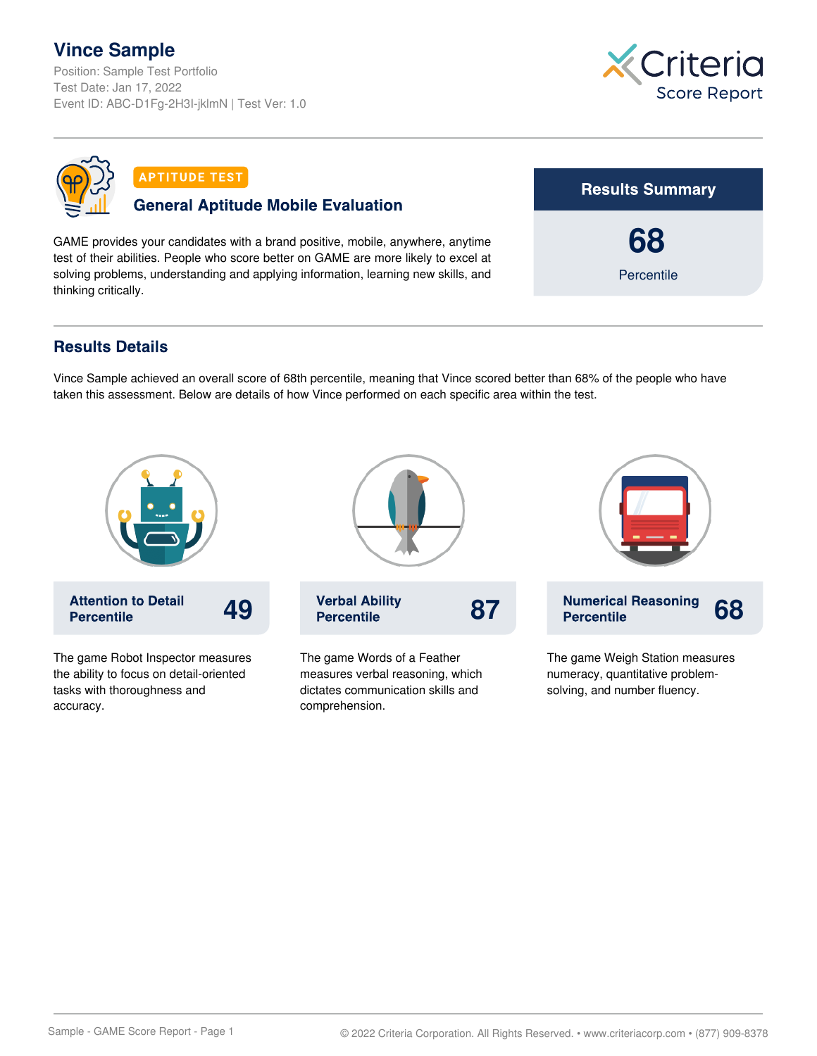# Vince Sample

Position: Sample Test Portfolio
Test Date: Jan 17, 2022
Event ID: ABC-D1Fg-2H3I-jklmN | Test Ver: 1.0

Criteria
Score Report

**APTITUDE TEST**

## General Aptitude Mobile Evaluation

GAME provides your candidates with a brand positive, mobile, anywhere, anytime test of their abilities. People who score better on GAME are more likely to excel at solving problems, understanding and applying information, learning new skills, and thinking critically.

**Results Summary**

**68**
Percentile

## Results Details

Vince Sample achieved an overall score of 68th percentile, meaning that Vince scored better than 68% of the people who have taken this assessment. Below are details of how Vince performed on each specific area within the test.

**Attention to Detail Percentile** **49**

The game Robot Inspector measures the ability to focus on detail-oriented tasks with thoroughness and accuracy.

**Verbal Ability Percentile** **87**

The game Words of a Feather measures verbal reasoning, which dictates communication skills and comprehension.

**Numerical Reasoning Percentile** **68**

The game Weigh Station measures numeracy, quantitative problem-solving, and number fluency.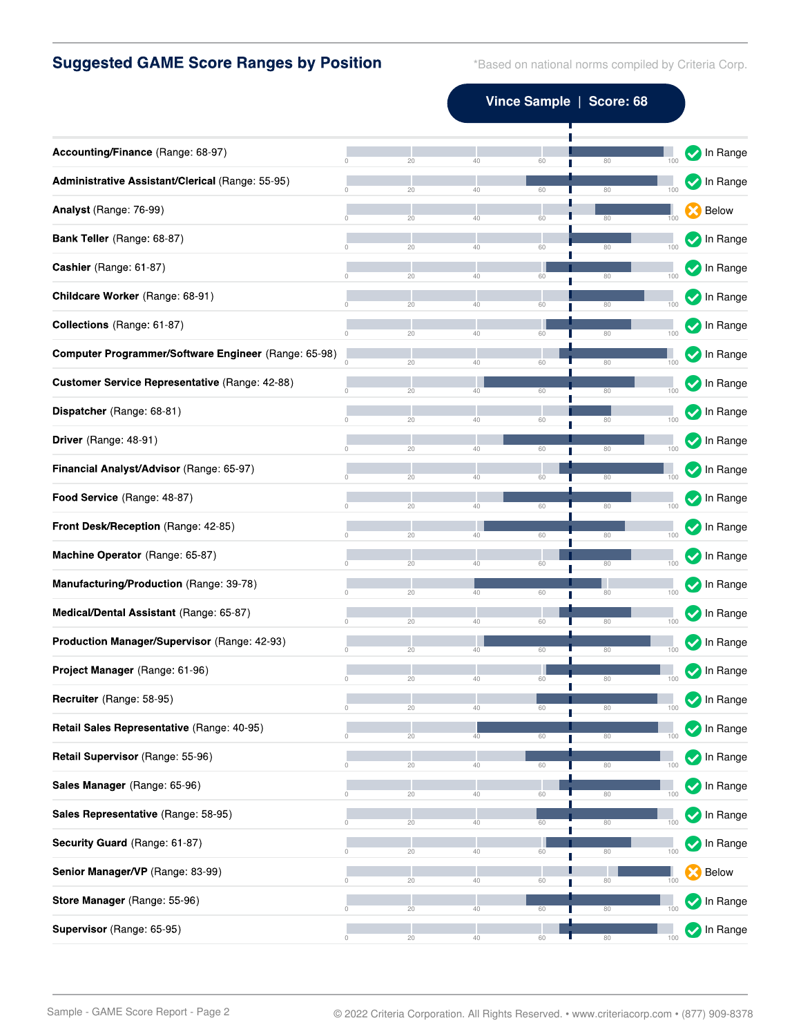## Suggested GAME Score Ranges by Position

*Based on national norms compiled by Criteria Corp.

Vince Sample | Score: 68

**Accounting/Finance** (Range: 68-97)
In Range

**Administrative Assistant/Clerical** (Range: 55-95)
In Range

**Analyst** (Range: 76-99)
Below

**Bank Teller** (Range: 68-87)
In Range

**Cashier** (Range: 61-87)
In Range

**Childcare Worker** (Range: 68-91)
In Range

**Collections** (Range: 61-87)
In Range

**Computer Programmer/Software Engineer** (Range: 65-98)
In Range

**Customer Service Representative** (Range: 42-88)
In Range

**Dispatcher** (Range: 68-81)
In Range

**Driver** (Range: 48-91)
In Range

**Financial Analyst/Advisor** (Range: 65-97)
In Range

**Food Service** (Range: 48-87)
In Range

**Front Desk/Reception** (Range: 42-85)
In Range

**Machine Operator** (Range: 65-87)
In Range

**Manufacturing/Production** (Range: 39-78)
In Range

**Medical/Dental Assistant** (Range: 65-87)
In Range

**Production Manager/Supervisor** (Range: 42-93)
In Range

**Project Manager** (Range: 61-96)
In Range

**Recruiter** (Range: 58-95)
In Range

**Retail Sales Representative** (Range: 40-95)
In Range

**Retail Supervisor** (Range: 55-96)
In Range

**Sales Manager** (Range: 65-96)
In Range

**Sales Representative** (Range: 58-95)
In Range

**Security Guard** (Range: 61-87)
In Range

**Senior Manager/VP** (Range: 83-99)
Below

**Store Manager** (Range: 55-96)
In Range

**Supervisor** (Range: 65-95)
In Range

0 20 40 60 80 100